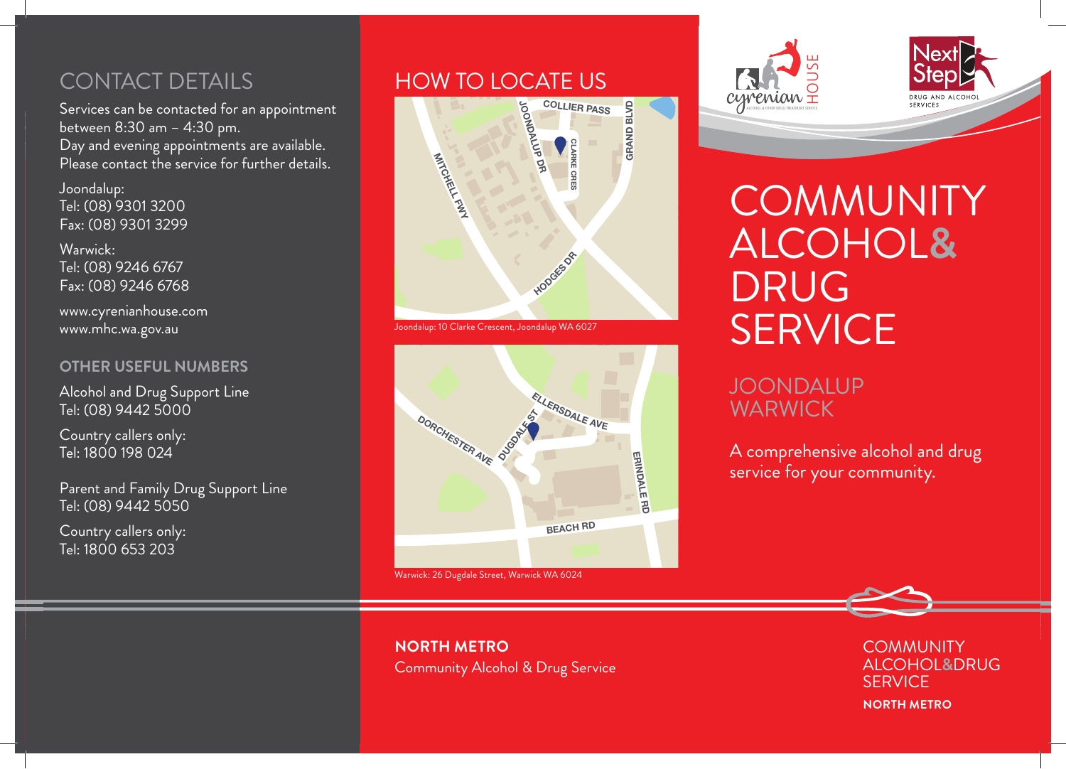## CONTACT DETAILS

Services can be contacted for an appointment between 8:30 am – 4:30 pm.
Day and evening appointments are available.
Please contact the service for further details.

Joondalup:
Tel: (08) 9301 3200
Fax: (08) 9301 3299

Warwick:
Tel: (08) 9246 6767
Fax: (08) 9246 6768

www.cyrenianhouse.com
www.mhc.wa.gov.au

### OTHER USEFUL NUMBERS

Alcohol and Drug Support Line
Tel: (08) 9442 5000

Country callers only:
Tel: 1800 198 024

Parent and Family Drug Support Line
Tel: (08) 9442 5050

Country callers only:
Tel: 1800 653 203

## HOW TO LOCATE US

Joondalup: 10 Clarke Crescent, Joondalup WA 6027

Warwick: 26 Dugdale Street, Warwick WA 6024

**NORTH METRO**
Community Alcohol & Drug Service

# COMMUNITY ALCOHOL& DRUG SERVICE

## JOONDALUP WARWICK

A comprehensive alcohol and drug service for your community.

COMMUNITY ALCOHOL&DRUG SERVICE
**NORTH METRO**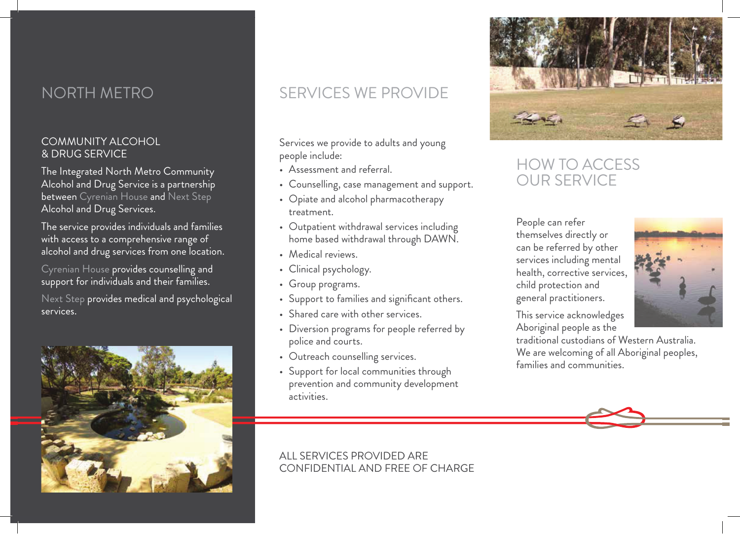# NORTH METRO

### COMMUNITY ALCOHOL & DRUG SERVICE

The Integrated North Metro Community Alcohol and Drug Service is a partnership between Cyrenian House and Next Step Alcohol and Drug Services.

The service provides individuals and families with access to a comprehensive range of alcohol and drug services from one location.

Cyrenian House provides counselling and support for individuals and their families.

Next Step provides medical and psychological services.

# SERVICES WE PROVIDE

Services we provide to adults and young people include:

- Assessment and referral.
- Counselling, case management and support.
- Opiate and alcohol pharmacotherapy treatment.
- Outpatient withdrawal services including home based withdrawal through DAWN.
- Medical reviews.
- Clinical psychology.
- Group programs.
- Support to families and significant others.
- Shared care with other services.
- Diversion programs for people referred by police and courts.
- Outreach counselling services.
- Support for local communities through prevention and community development activities.

ALL SERVICES PROVIDED ARE CONFIDENTIAL AND FREE OF CHARGE

# HOW TO ACCESS OUR SERVICE

People can refer themselves directly or can be referred by other services including mental health, corrective services, child protection and general practitioners.

This service acknowledges Aboriginal people as the traditional custodians of Western Australia. We are welcoming of all Aboriginal peoples, families and communities.